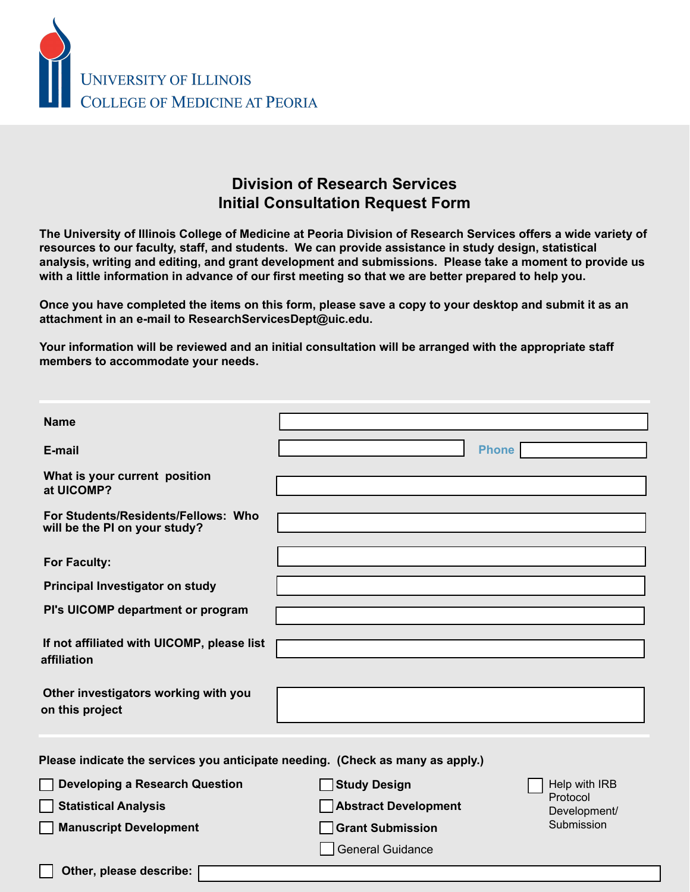UNIVERSITY OF ILLINOIS
COLLEGE OF MEDICINE AT PEORIA

# Division of Research Services
## Initial Consultation Request Form

**The University of Illinois College of Medicine at Peoria Division of Research Services offers a wide variety of resources to our faculty, staff, and students. We can provide assistance in study design, statistical analysis, writing and editing, and grant development and submissions. Please take a moment to provide us with a little information in advance of our first meeting so that we are better prepared to help you.**

**Once you have completed the items on this form, please save a copy to your desktop and submit it as an attachment in an e-mail to ResearchServicesDept@uic.edu.**

**Your information will be reviewed and an initial consultation will be arranged with the appropriate staff members to accommodate your needs.**

---

**Name** ______________________

**E-mail** ______________________ **Phone** ______________________

**What is your current position at UICOMP?** ______________________

**For Students/Residents/Fellows: Who will be the PI on your study?** ______________________

**For Faculty:** ______________________

**Principal Investigator on study** ______________________

**PI's UICOMP department or program** ______________________

**If not affiliated with UICOMP, please list affiliation** ______________________

**Other investigators working with you on this project** ______________________

---

**Please indicate the services you anticipate needing. (Check as many as apply.)**

- ☐ **Developing a Research Question**
- ☐ **Statistical Analysis**
- ☐ **Manuscript Development**
- ☐ **Study Design**
- ☐ **Abstract Development**
- ☐ **Grant Submission**
- ☐ General Guidance
- ☐ Help with IRB Protocol Development/ Submission
- ☐ **Other, please describe:** ______________________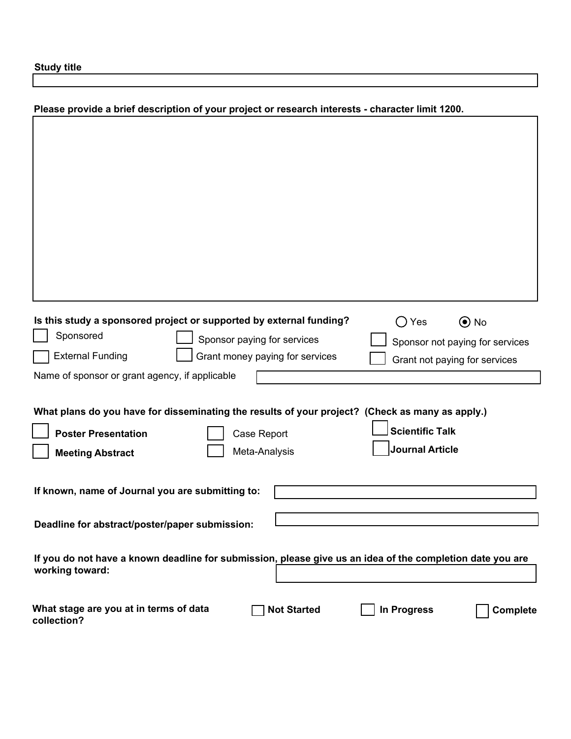**Study title**

**Please provide a brief description of your project or research interests - character limit 1200.**

**Is this study a sponsored project or supported by external funding?** ○ Yes ◉ No

- ☐ Sponsored
- ☐ Sponsor paying for services
- ☐ Sponsor not paying for services
- ☐ External Funding
- ☐ Grant money paying for services
- ☐ Grant not paying for services

Name of sponsor or grant agency, if applicable

**What plans do you have for disseminating the results of your project? (Check as many as apply.)**

- ☐ **Poster Presentation**
- ☐ Case Report
- ☐ **Scientific Talk**
- ☐ **Meeting Abstract**
- ☐ Meta-Analysis
- ☐ **Journal Article**

**If known, name of Journal you are submitting to:**

**Deadline for abstract/poster/paper submission:**

**If you do not have a known deadline for submission, please give us an idea of the completion date you are working toward:**

**What stage are you at in terms of data collection?** ☐ **Not Started** ☐ **In Progress** ☐ **Complete**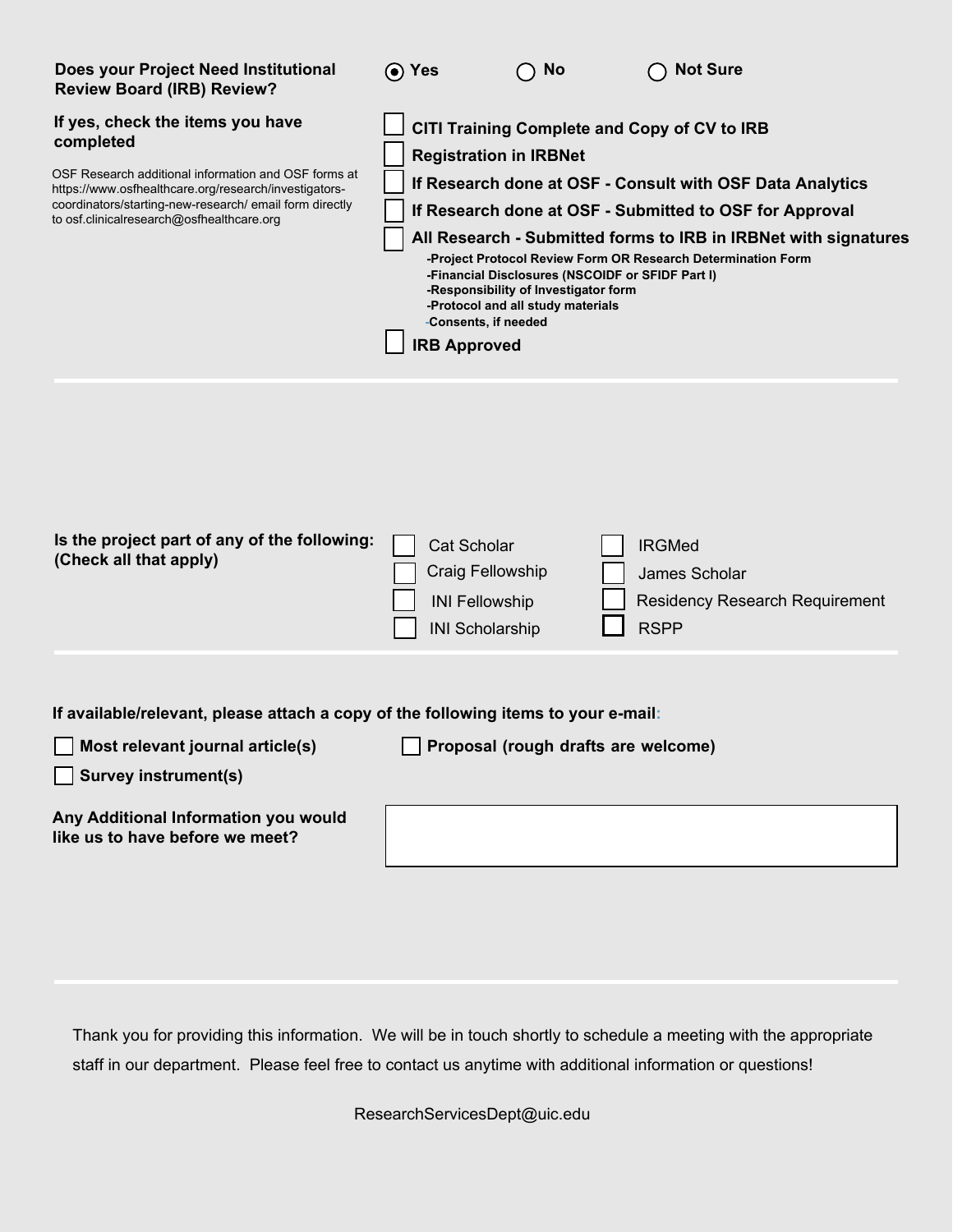**Does your Project Need Institutional Review Board (IRB) Review?**

- (•) **Yes**
- ( ) **No**
- ( ) **Not Sure**

**If yes, check the items you have completed**

OSF Research additional information and OSF forms at https://www.osfhealthcare.org/research/investigators-coordinators/starting-new-research/ email form directly to osf.clinicalresearch@osfhealthcare.org

- [ ] **CITI Training Complete and Copy of CV to IRB**
- [ ] **Registration in IRBNet**
- [ ] **If Research done at OSF - Consult with OSF Data Analytics**
- [ ] **If Research done at OSF - Submitted to OSF for Approval**
- [ ] **All Research - Submitted forms to IRB in IRBNet with signatures**
  - **-Project Protocol Review Form OR Research Determination Form**
  - **-Financial Disclosures (NSCOIDF or SFIDF Part I)**
  - **-Responsibility of Investigator form**
  - **-Protocol and all study materials**
  - **-Consents, if needed**
- [ ] **IRB Approved**

---

**Is the project part of any of the following: (Check all that apply)**

- [ ] Cat Scholar
- [ ] Craig Fellowship
- [ ] INI Fellowship
- [ ] INI Scholarship
- [ ] IRGMed
- [ ] James Scholar
- [ ] Residency Research Requirement
- [ ] RSPP

---

**If available/relevant, please attach a copy of the following items to your e-mail:**

- [ ] **Most relevant journal article(s)**
- [ ] **Proposal (rough drafts are welcome)**
- [ ] **Survey instrument(s)**

**Any Additional Information you would like us to have before we meet?**

---

Thank you for providing this information. We will be in touch shortly to schedule a meeting with the appropriate staff in our department. Please feel free to contact us anytime with additional information or questions!

ResearchServicesDept@uic.edu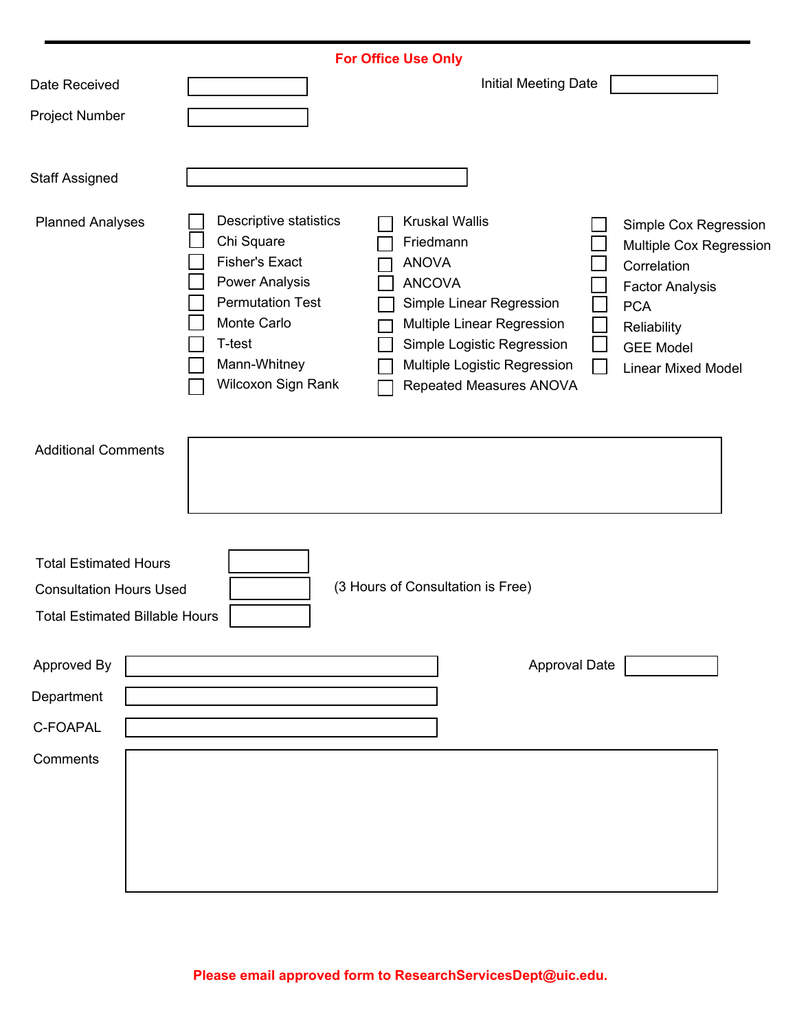---

**For Office Use Only**

Date Received: ____________

Initial Meeting Date: ____________

Project Number: ____________

Staff Assigned: ____________

Planned Analyses

- [ ] Descriptive statistics
- [ ] Chi Square
- [ ] Fisher's Exact
- [ ] Power Analysis
- [ ] Permutation Test
- [ ] Monte Carlo
- [ ] T-test
- [ ] Mann-Whitney
- [ ] Wilcoxon Sign Rank
- [ ] Kruskal Wallis
- [ ] Friedmann
- [ ] ANOVA
- [ ] ANCOVA
- [ ] Simple Linear Regression
- [ ] Multiple Linear Regression
- [ ] Simple Logistic Regression
- [ ] Multiple Logistic Regression
- [ ] Repeated Measures ANOVA
- [ ] Simple Cox Regression
- [ ] Multiple Cox Regression
- [ ] Correlation
- [ ] Factor Analysis
- [ ] PCA
- [ ] Reliability
- [ ] GEE Model
- [ ] Linear Mixed Model

Additional Comments: ____________

Total Estimated Hours: ____________

Consultation Hours Used: ____________ (3 Hours of Consultation is Free)

Total Estimated Billable Hours: ____________

Approved By: ____________

Approval Date: ____________

Department: ____________

C-FOAPAL: ____________

Comments: ____________

**Please email approved form to ResearchServicesDept@uic.edu.**